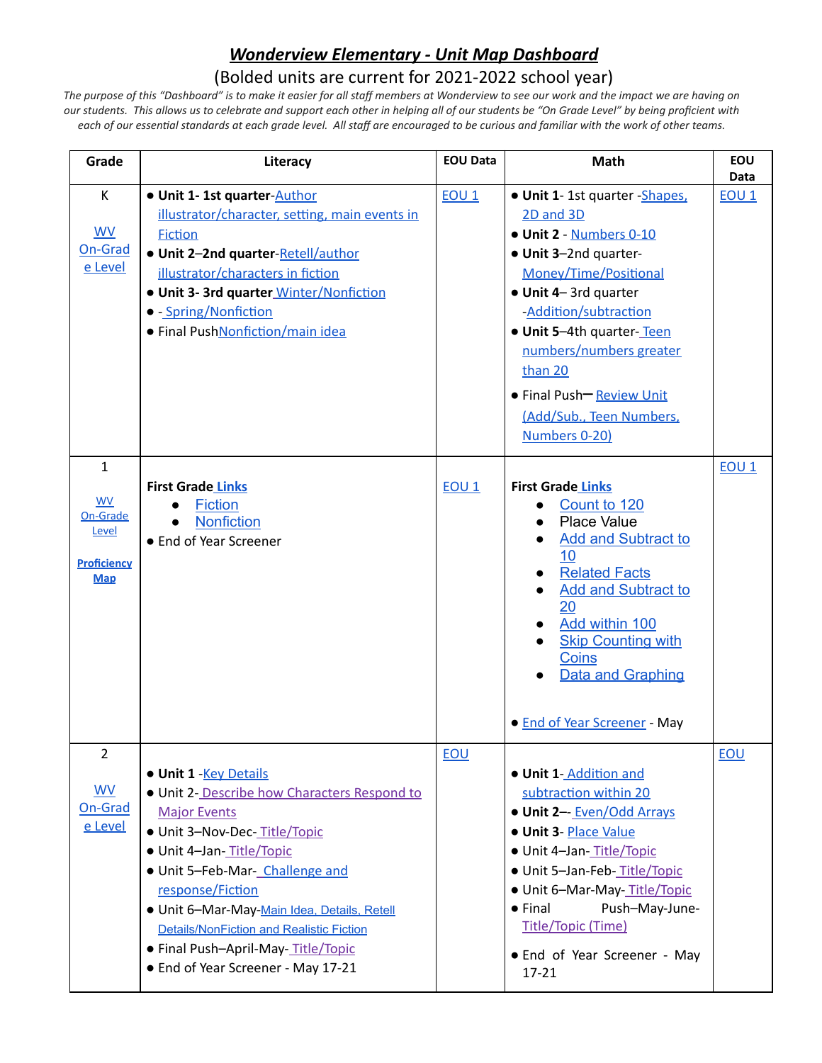# ***Wonderview Elementary - Unit Map Dashboard***

(Bolded units are current for 2021-2022 school year)

*The purpose of this "Dashboard" is to make it easier for all staff members at Wonderview to see our work and the impact we are having on our students. This allows us to celebrate and support each other in helping all of our students be "On Grade Level" by being proficient with each of our essential standards at each grade level. All staff are encouraged to be curious and familiar with the work of other teams.*

| Grade | Literacy | EOU Data | Math | EOU Data |
|---|---|---|---|---|
| K<br><br>WV On-Grade Level | ● **Unit 1- 1st quarter**-Author illustrator/character, setting, main events in Fiction<br>● **Unit 2–2nd quarter**-Retell/author illustrator/characters in fiction<br>● **Unit 3- 3rd quarter** Winter/Nonfiction<br>● - Spring/Nonfiction<br>● Final PushNonfiction/main idea | EOU 1 | ● **Unit 1**- 1st quarter -Shapes, 2D and 3D<br>● **Unit 2** - Numbers 0-10<br>● **Unit 3**–2nd quarter-Money/Time/Positional<br>● **Unit 4**– 3rd quarter -Addition/subtraction<br>● **Unit 5**–4th quarter- Teen numbers/numbers greater than 20<br>● Final Push– Review Unit (Add/Sub., Teen Numbers, Numbers 0-20) | EOU 1 |
| 1<br><br>WV On-Grade Level<br><br>**Proficiency Map** | **First Grade Links**<br>● Fiction<br>● Nonfiction<br>● End of Year Screener | EOU 1 | **First Grade Links**<br>● Count to 120<br>● Place Value<br>● Add and Subtract to 10<br>● Related Facts<br>● Add and Subtract to 20<br>● Add within 100<br>● Skip Counting with Coins<br>● Data and Graphing<br><br>● End of Year Screener - May | EOU 1 |
| 2<br><br>WV On-Grade Level | ● **Unit 1** -Key Details<br>● Unit 2- Describe how Characters Respond to Major Events<br>● Unit 3–Nov-Dec- Title/Topic<br>● Unit 4–Jan- Title/Topic<br>● Unit 5–Feb-Mar- Challenge and response/Fiction<br>● Unit 6–Mar-May-Main Idea, Details, Retell Details/NonFiction and Realistic Fiction<br>● Final Push–April-May- Title/Topic<br>● End of Year Screener - May 17-21 | EOU | ● **Unit 1**- Addition and subtraction within 20<br>● **Unit 2**–- Even/Odd Arrays<br>● **Unit 3**- Place Value<br>● Unit 4–Jan- Title/Topic<br>● Unit 5–Jan-Feb- Title/Topic<br>● Unit 6–Mar-May- Title/Topic<br>● Final Push–May-June- Title/Topic (Time)<br><br>● End of Year Screener - May 17-21 | EOU |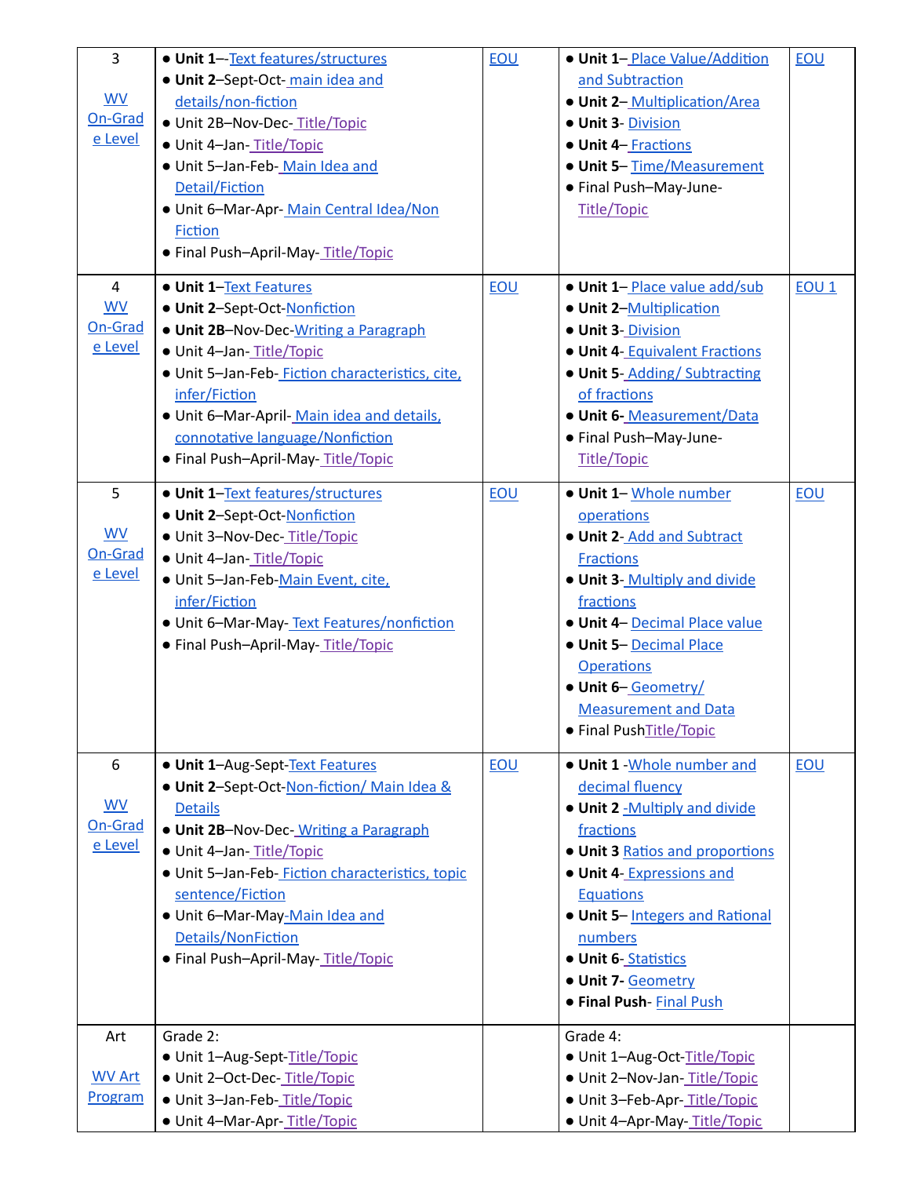| 3<br><br>WV On-Grade Level | • **Unit 1**–-Text features/structures<br>• **Unit 2**–Sept-Oct- main idea and details/non-fiction<br>• Unit 2B–Nov-Dec- Title/Topic<br>• Unit 4–Jan- Title/Topic<br>• Unit 5–Jan-Feb- Main Idea and Detail/Fiction<br>• Unit 6–Mar-Apr- Main Central Idea/Non Fiction<br>• Final Push–April-May- Title/Topic | EOU | • **Unit 1**– Place Value/Addition and Subtraction<br>• **Unit 2**– Multiplication/Area<br>• **Unit 3**- Division<br>• **Unit 4**– Fractions<br>• **Unit 5**– Time/Measurement<br>• Final Push–May-June- Title/Topic | EOU |
|---|---|---|---|---|
| 4<br>WV On-Grade Level | • **Unit 1**–Text Features<br>• **Unit 2**–Sept-Oct-Nonfiction<br>• **Unit 2B**–Nov-Dec-Writing a Paragraph<br>• Unit 4–Jan- Title/Topic<br>• Unit 5–Jan-Feb- Fiction characteristics, cite, infer/Fiction<br>• Unit 6–Mar-April- Main idea and details, connotative language/Nonfiction<br>• Final Push–April-May- Title/Topic | EOU | • **Unit 1**– Place value add/sub<br>• **Unit 2**–Multiplication<br>• **Unit 3**- Division<br>• **Unit 4**- Equivalent Fractions<br>• **Unit 5**- Adding/ Subtracting of fractions<br>• **Unit 6**- Measurement/Data<br>• Final Push–May-June- Title/Topic | EOU 1 |
| 5<br><br>WV On-Grade Level | • **Unit 1**–Text features/structures<br>• **Unit 2**–Sept-Oct-Nonfiction<br>• Unit 3–Nov-Dec- Title/Topic<br>• Unit 4–Jan- Title/Topic<br>• Unit 5–Jan-Feb-Main Event, cite, infer/Fiction<br>• Unit 6–Mar-May- Text Features/nonfiction<br>• Final Push–April-May- Title/Topic | EOU | • **Unit 1**– Whole number operations<br>• **Unit 2**- Add and Subtract Fractions<br>• **Unit 3**- Multiply and divide fractions<br>• **Unit 4**– Decimal Place value<br>• **Unit 5**– Decimal Place Operations<br>• **Unit 6**– Geometry/ Measurement and Data<br>• Final PushTitle/Topic | EOU |
| 6<br><br>WV On-Grade Level | • **Unit 1**–Aug-Sept-Text Features<br>• **Unit 2**–Sept-Oct-Non-fiction/ Main Idea & Details<br>• **Unit 2B**–Nov-Dec- Writing a Paragraph<br>• Unit 4–Jan- Title/Topic<br>• Unit 5–Jan-Feb- Fiction characteristics, topic sentence/Fiction<br>• Unit 6–Mar-May-Main Idea and Details/NonFiction<br>• Final Push–April-May- Title/Topic | EOU | • **Unit 1** -Whole number and decimal fluency<br>• **Unit 2** -Multiply and divide fractions<br>• **Unit 3** Ratios and proportions<br>• **Unit 4**- Expressions and Equations<br>• **Unit 5**– Integers and Rational numbers<br>• **Unit 6**- Statistics<br>• **Unit 7-** Geometry<br>• **Final Push**- Final Push | EOU |
| Art<br><br>WV Art Program | Grade 2:<br>• Unit 1–Aug-Sept-Title/Topic<br>• Unit 2–Oct-Dec- Title/Topic<br>• Unit 3–Jan-Feb- Title/Topic<br>• Unit 4–Mar-Apr- Title/Topic | | Grade 4:<br>• Unit 1–Aug-Oct-Title/Topic<br>• Unit 2–Nov-Jan- Title/Topic<br>• Unit 3–Feb-Apr- Title/Topic<br>• Unit 4–Apr-May- Title/Topic | |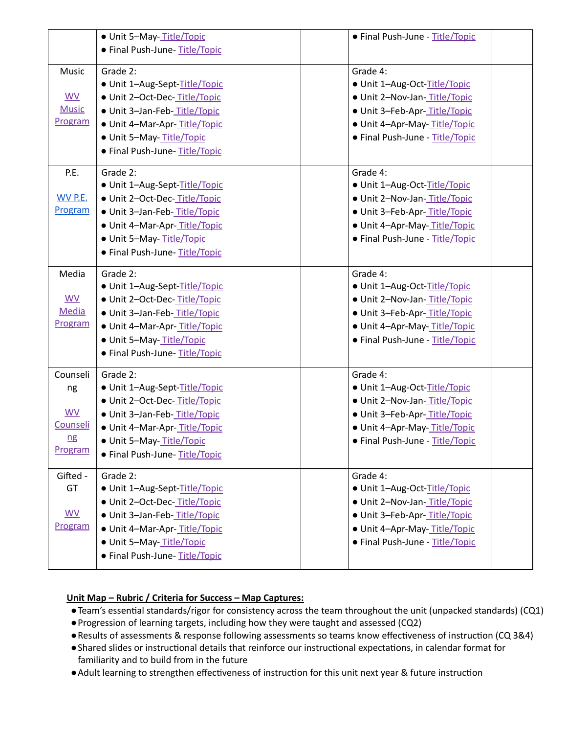| | | | | |
|---|---|---|---|---|
| | • Unit 5–May- Title/Topic<br>• Final Push-June- Title/Topic | | • Final Push-June - Title/Topic | |
| Music<br><br>WV Music Program | Grade 2:<br>• Unit 1–Aug-Sept-Title/Topic<br>• Unit 2–Oct-Dec- Title/Topic<br>• Unit 3–Jan-Feb- Title/Topic<br>• Unit 4–Mar-Apr- Title/Topic<br>• Unit 5–May- Title/Topic<br>• Final Push-June- Title/Topic | | Grade 4:<br>• Unit 1–Aug-Oct-Title/Topic<br>• Unit 2–Nov-Jan- Title/Topic<br>• Unit 3–Feb-Apr- Title/Topic<br>• Unit 4–Apr-May- Title/Topic<br>• Final Push-June - Title/Topic | |
| P.E.<br><br>WV P.E. Program | Grade 2:<br>• Unit 1–Aug-Sept-Title/Topic<br>• Unit 2–Oct-Dec- Title/Topic<br>• Unit 3–Jan-Feb- Title/Topic<br>• Unit 4–Mar-Apr- Title/Topic<br>• Unit 5–May- Title/Topic<br>• Final Push-June- Title/Topic | | Grade 4:<br>• Unit 1–Aug-Oct-Title/Topic<br>• Unit 2–Nov-Jan- Title/Topic<br>• Unit 3–Feb-Apr- Title/Topic<br>• Unit 4–Apr-May- Title/Topic<br>• Final Push-June - Title/Topic | |
| Media<br><br>WV Media Program | Grade 2:<br>• Unit 1–Aug-Sept-Title/Topic<br>• Unit 2–Oct-Dec- Title/Topic<br>• Unit 3–Jan-Feb- Title/Topic<br>• Unit 4–Mar-Apr- Title/Topic<br>• Unit 5–May- Title/Topic<br>• Final Push-June- Title/Topic | | Grade 4:<br>• Unit 1–Aug-Oct-Title/Topic<br>• Unit 2–Nov-Jan- Title/Topic<br>• Unit 3–Feb-Apr- Title/Topic<br>• Unit 4–Apr-May- Title/Topic<br>• Final Push-June - Title/Topic | |
| Counseling<br><br>WV Counseling Program | Grade 2:<br>• Unit 1–Aug-Sept-Title/Topic<br>• Unit 2–Oct-Dec- Title/Topic<br>• Unit 3–Jan-Feb- Title/Topic<br>• Unit 4–Mar-Apr- Title/Topic<br>• Unit 5–May- Title/Topic<br>• Final Push-June- Title/Topic | | Grade 4:<br>• Unit 1–Aug-Oct-Title/Topic<br>• Unit 2–Nov-Jan- Title/Topic<br>• Unit 3–Feb-Apr- Title/Topic<br>• Unit 4–Apr-May- Title/Topic<br>• Final Push-June - Title/Topic | |
| Gifted - GT<br><br>WV Program | Grade 2:<br>• Unit 1–Aug-Sept-Title/Topic<br>• Unit 2–Oct-Dec- Title/Topic<br>• Unit 3–Jan-Feb- Title/Topic<br>• Unit 4–Mar-Apr- Title/Topic<br>• Unit 5–May- Title/Topic<br>• Final Push-June- Title/Topic | | Grade 4:<br>• Unit 1–Aug-Oct-Title/Topic<br>• Unit 2–Nov-Jan- Title/Topic<br>• Unit 3–Feb-Apr- Title/Topic<br>• Unit 4–Apr-May- Title/Topic<br>• Final Push-June - Title/Topic | |

**Unit Map – Rubric / Criteria for Success – Map Captures:**

- Team's essential standards/rigor for consistency across the team throughout the unit (unpacked standards) (CQ1)
- Progression of learning targets, including how they were taught and assessed (CQ2)
- Results of assessments & response following assessments so teams know effectiveness of instruction (CQ 3&4)
- Shared slides or instructional details that reinforce our instructional expectations, in calendar format for familiarity and to build from in the future
- Adult learning to strengthen effectiveness of instruction for this unit next year & future instruction